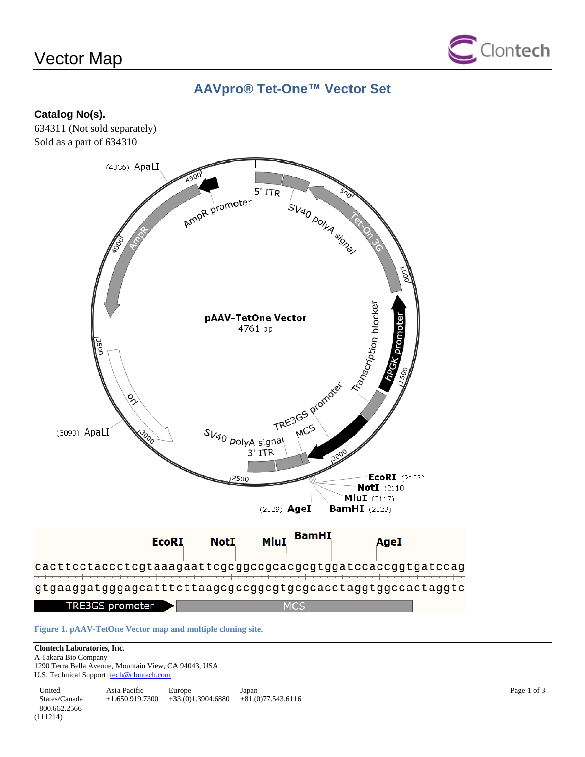# Vector Map

## AAVpro® Tet-One™ Vector Set

**Catalog No(s).**

634311 (Not sold separately)
Sold as a part of 634310

**pAAV-TetOne Vector**
4761 bp

(4336) ApaLI
(3090) ApaLI
EcoRI (2103)
NotI (2110)
MluI (2117)
BamHI (2123)
(2129) AgeI

5' ITR, SV40 polyA signal, Tet-On 3G, Transcription blocker, hPGK promoter, TRE3GS promoter, MCS, SV40 polyA signal, 3' ITR, ori, AmpR, AmpR promoter

EcoRI NotI MluI BamHI AgeI

```
cacttcctaccctcgtaaagaattcgcggccgcacgcgtggatccaccggtgatccag
gtgaaggatgggagcatttcttaagcgccggcgtgcgcacctaggtggccactaggtc
```

TRE3GS promoter | MCS

**Figure 1. pAAV-TetOne Vector map and multiple cloning site.**

**Clontech Laboratories, Inc.**
A Takara Bio Company
1290 Terra Bella Avenue, Mountain View, CA 94043, USA
U.S. Technical Support: tech@clontech.com

| United States/Canada | Asia Pacific | Europe | Japan |
|---|---|---|---|
| 800.662.2566 | +1.650.919.7300 | +33.(0)1.3904.6880 | +81.(0)77.543.6116 |

(111214)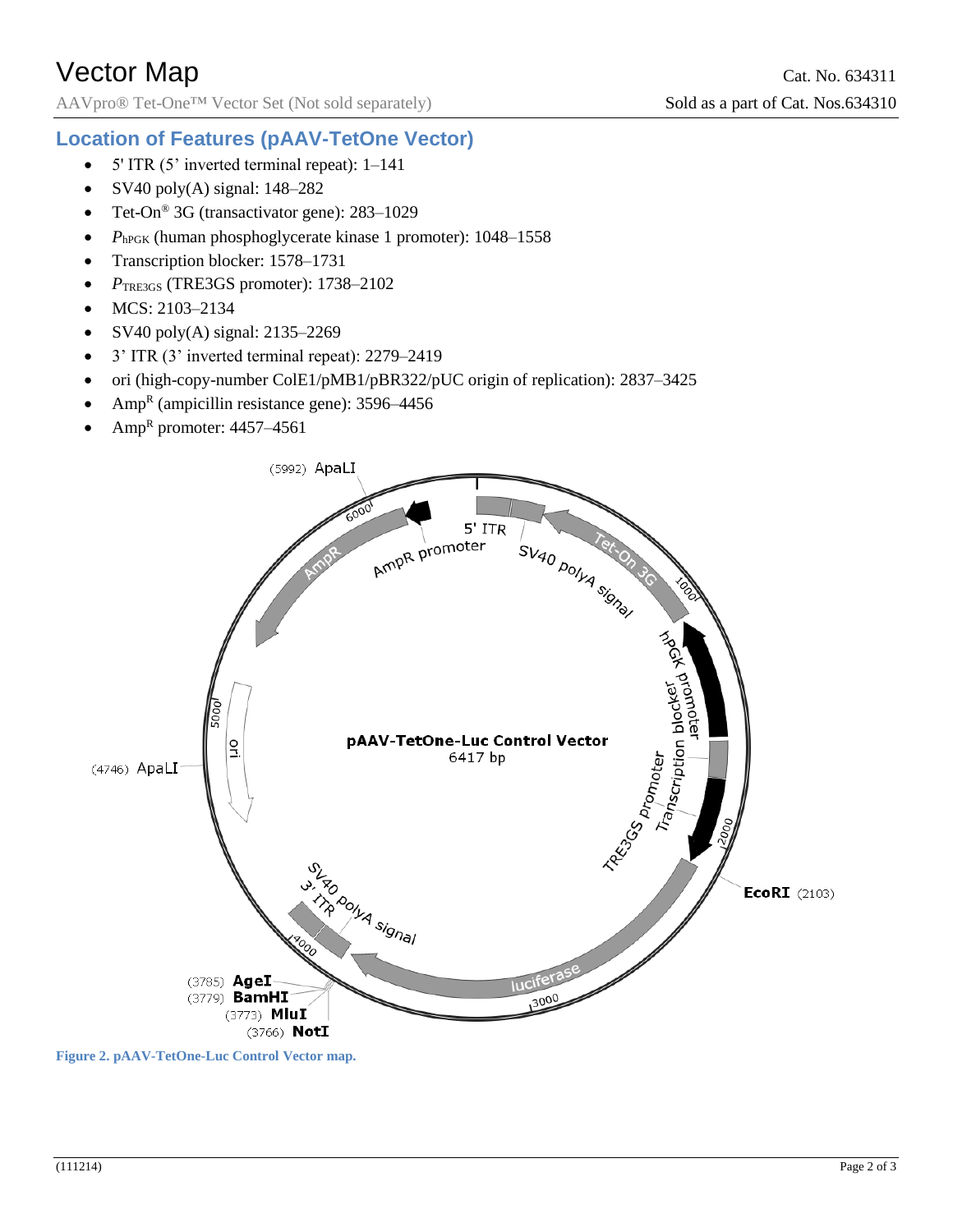# Vector Map

Cat. No. 634311

AAVpro® Tet-One™ Vector Set (Not sold separately)

Sold as a part of Cat. Nos.634310

## Location of Features (pAAV-TetOne Vector)

- 5' ITR (5' inverted terminal repeat): 1–141
- SV40 poly(A) signal: 148–282
- Tet-On® 3G (transactivator gene): 283–1029
- $P_{hPGK}$ (human phosphoglycerate kinase 1 promoter): 1048–1558
- Transcription blocker: 1578–1731
- $P_{TRE3GS}$ (TRE3GS promoter): 1738–2102
- MCS: 2103–2134
- SV40 poly(A) signal: 2135–2269
- 3' ITR (3' inverted terminal repeat): 2279–2419
- ori (high-copy-number ColE1/pMB1/pBR322/pUC origin of replication): 2837–3425
- Amp[R] (ampicillin resistance gene): 3596–4456
- Amp[R] promoter: 4457–4561

**Figure 2. pAAV-TetOne-Luc Control Vector map.**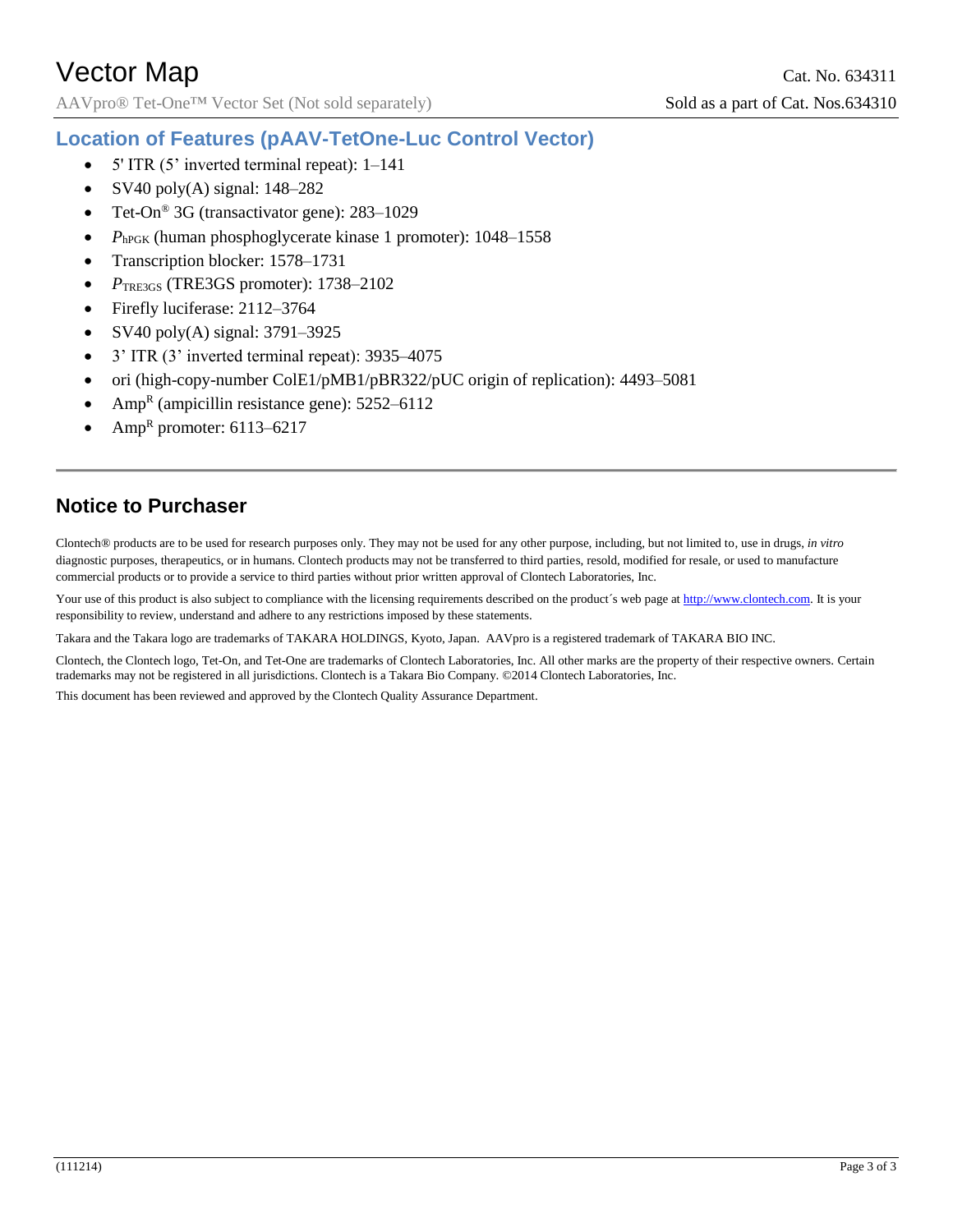## Location of Features (pAAV-TetOne-Luc Control Vector)

- 5' ITR (5' inverted terminal repeat): 1–141
- SV40 poly(A) signal: 148–282
- Tet-On® 3G (transactivator gene): 283–1029
- *P*hPGK (human phosphoglycerate kinase 1 promoter): 1048–1558
- Transcription blocker: 1578–1731
- *P*TRE3GS (TRE3GS promoter): 1738–2102
- Firefly luciferase: 2112–3764
- SV40 poly(A) signal: 3791–3925
- 3' ITR (3' inverted terminal repeat): 3935–4075
- ori (high-copy-number ColE1/pMB1/pBR322/pUC origin of replication): 4493–5081
- Amp$^R$ (ampicillin resistance gene): 5252–6112
- Amp$^R$ promoter: 6113–6217

## Notice to Purchaser

Clontech® products are to be used for research purposes only. They may not be used for any other purpose, including, but not limited to, use in drugs, *in vitro* diagnostic purposes, therapeutics, or in humans. Clontech products may not be transferred to third parties, resold, modified for resale, or used to manufacture commercial products or to provide a service to third parties without prior written approval of Clontech Laboratories, Inc.

Your use of this product is also subject to compliance with the licensing requirements described on the product´s web page at http://www.clontech.com. It is your responsibility to review, understand and adhere to any restrictions imposed by these statements.

Takara and the Takara logo are trademarks of TAKARA HOLDINGS, Kyoto, Japan. AAVpro is a registered trademark of TAKARA BIO INC.

Clontech, the Clontech logo, Tet-On, and Tet-One are trademarks of Clontech Laboratories, Inc. All other marks are the property of their respective owners. Certain trademarks may not be registered in all jurisdictions. Clontech is a Takara Bio Company. ©2014 Clontech Laboratories, Inc.

This document has been reviewed and approved by the Clontech Quality Assurance Department.